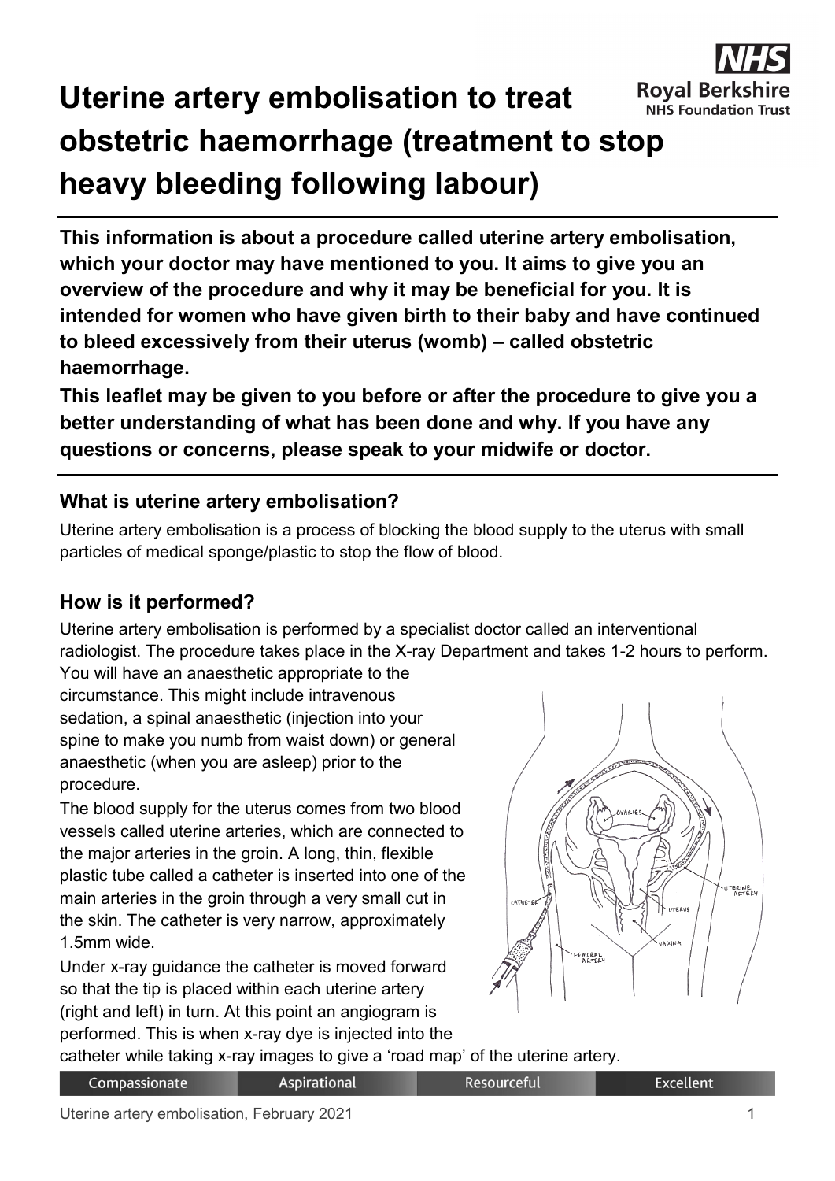# Uterine artery embolisation to treat obstetric haemorrhage (treatment to stop heavy bleeding following labour)

**This information is about a procedure called uterine artery embolisation, which your doctor may have mentioned to you. It aims to give you an overview of the procedure and why it may be beneficial for you. It is intended for women who have given birth to their baby and have continued to bleed excessively from their uterus (womb) – called obstetric haemorrhage.**

**This leaflet may be given to you before or after the procedure to give you a better understanding of what has been done and why. If you have any questions or concerns, please speak to your midwife or doctor.**

## What is uterine artery embolisation?

Uterine artery embolisation is a process of blocking the blood supply to the uterus with small particles of medical sponge/plastic to stop the flow of blood.

## How is it performed?

Uterine artery embolisation is performed by a specialist doctor called an interventional radiologist. The procedure takes place in the X-ray Department and takes 1-2 hours to perform.

You will have an anaesthetic appropriate to the circumstance. This might include intravenous sedation, a spinal anaesthetic (injection into your spine to make you numb from waist down) or general anaesthetic (when you are asleep) prior to the procedure.

The blood supply for the uterus comes from two blood vessels called uterine arteries, which are connected to the major arteries in the groin. A long, thin, flexible plastic tube called a catheter is inserted into one of the main arteries in the groin through a very small cut in the skin. The catheter is very narrow, approximately 1.5mm wide.

Under x-ray guidance the catheter is moved forward so that the tip is placed within each uterine artery (right and left) in turn. At this point an angiogram is performed. This is when x-ray dye is injected into the catheter while taking x-ray images to give a 'road map' of the uterine artery.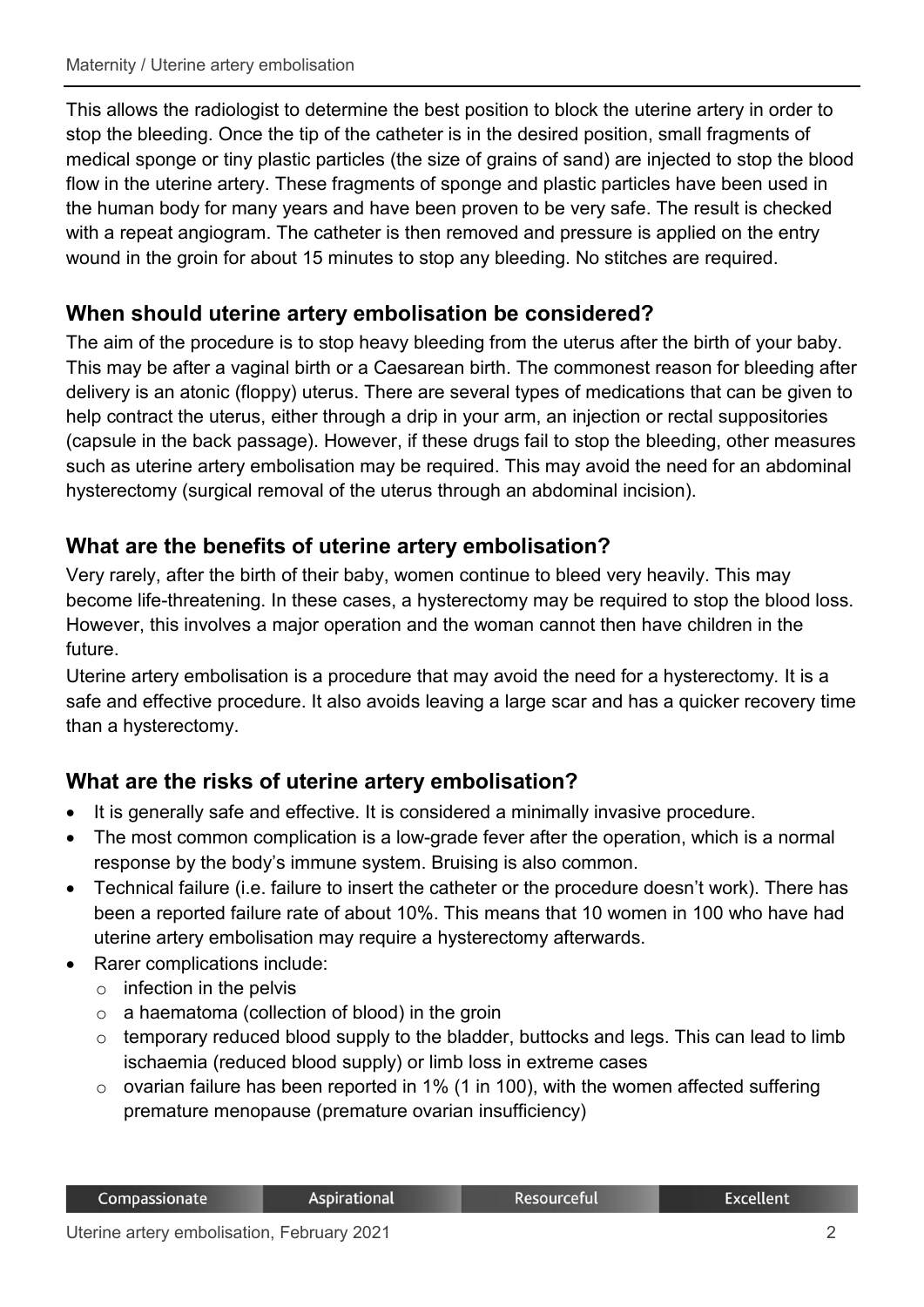This allows the radiologist to determine the best position to block the uterine artery in order to stop the bleeding. Once the tip of the catheter is in the desired position, small fragments of medical sponge or tiny plastic particles (the size of grains of sand) are injected to stop the blood flow in the uterine artery. These fragments of sponge and plastic particles have been used in the human body for many years and have been proven to be very safe. The result is checked with a repeat angiogram. The catheter is then removed and pressure is applied on the entry wound in the groin for about 15 minutes to stop any bleeding. No stitches are required.

## When should uterine artery embolisation be considered?

The aim of the procedure is to stop heavy bleeding from the uterus after the birth of your baby. This may be after a vaginal birth or a Caesarean birth. The commonest reason for bleeding after delivery is an atonic (floppy) uterus. There are several types of medications that can be given to help contract the uterus, either through a drip in your arm, an injection or rectal suppositories (capsule in the back passage). However, if these drugs fail to stop the bleeding, other measures such as uterine artery embolisation may be required. This may avoid the need for an abdominal hysterectomy (surgical removal of the uterus through an abdominal incision).

## What are the benefits of uterine artery embolisation?

Very rarely, after the birth of their baby, women continue to bleed very heavily. This may become life-threatening. In these cases, a hysterectomy may be required to stop the blood loss. However, this involves a major operation and the woman cannot then have children in the future.

Uterine artery embolisation is a procedure that may avoid the need for a hysterectomy. It is a safe and effective procedure. It also avoids leaving a large scar and has a quicker recovery time than a hysterectomy.

## What are the risks of uterine artery embolisation?

- It is generally safe and effective. It is considered a minimally invasive procedure.
- The most common complication is a low-grade fever after the operation, which is a normal response by the body's immune system. Bruising is also common.
- Technical failure (i.e. failure to insert the catheter or the procedure doesn't work). There has been a reported failure rate of about 10%. This means that 10 women in 100 who have had uterine artery embolisation may require a hysterectomy afterwards.
- Rarer complications include:
  - infection in the pelvis
  - a haematoma (collection of blood) in the groin
  - temporary reduced blood supply to the bladder, buttocks and legs. This can lead to limb ischaemia (reduced blood supply) or limb loss in extreme cases
  - ovarian failure has been reported in 1% (1 in 100), with the women affected suffering premature menopause (premature ovarian insufficiency)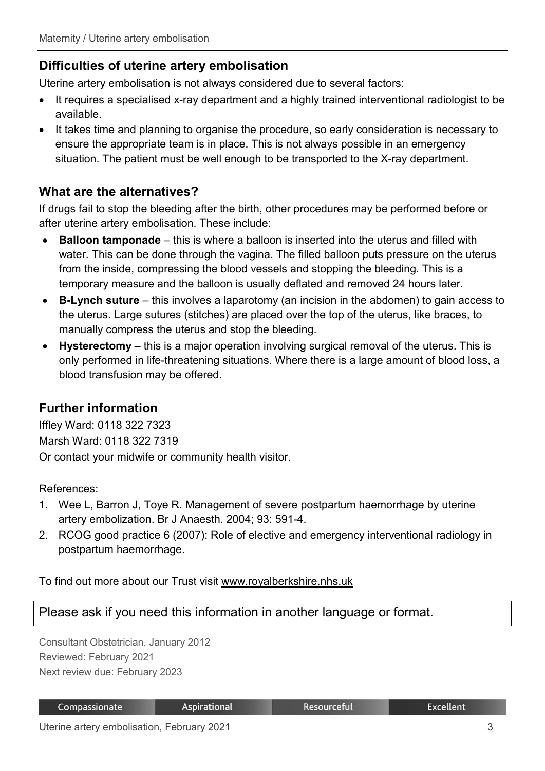## Difficulties of uterine artery embolisation

Uterine artery embolisation is not always considered due to several factors:

- It requires a specialised x-ray department and a highly trained interventional radiologist to be available.
- It takes time and planning to organise the procedure, so early consideration is necessary to ensure the appropriate team is in place. This is not always possible in an emergency situation. The patient must be well enough to be transported to the X-ray department.

## What are the alternatives?

If drugs fail to stop the bleeding after the birth, other procedures may be performed before or after uterine artery embolisation. These include:

- **Balloon tamponade** – this is where a balloon is inserted into the uterus and filled with water. This can be done through the vagina. The filled balloon puts pressure on the uterus from the inside, compressing the blood vessels and stopping the bleeding. This is a temporary measure and the balloon is usually deflated and removed 24 hours later.
- **B-Lynch suture** – this involves a laparotomy (an incision in the abdomen) to gain access to the uterus. Large sutures (stitches) are placed over the top of the uterus, like braces, to manually compress the uterus and stop the bleeding.
- **Hysterectomy** – this is a major operation involving surgical removal of the uterus. This is only performed in life-threatening situations. Where there is a large amount of blood loss, a blood transfusion may be offered.

## Further information

Iffley Ward: 0118 322 7323

Marsh Ward: 0118 322 7319

Or contact your midwife or community health visitor.

References:

1. Wee L, Barron J, Toye R. Management of severe postpartum haemorrhage by uterine artery embolization. Br J Anaesth. 2004; 93: 591-4.
2. RCOG good practice 6 (2007): Role of elective and emergency interventional radiology in postpartum haemorrhage.

To find out more about our Trust visit www.royalberkshire.nhs.uk

Please ask if you need this information in another language or format.

Consultant Obstetrician, January 2012

Reviewed: February 2021

Next review due: February 2023